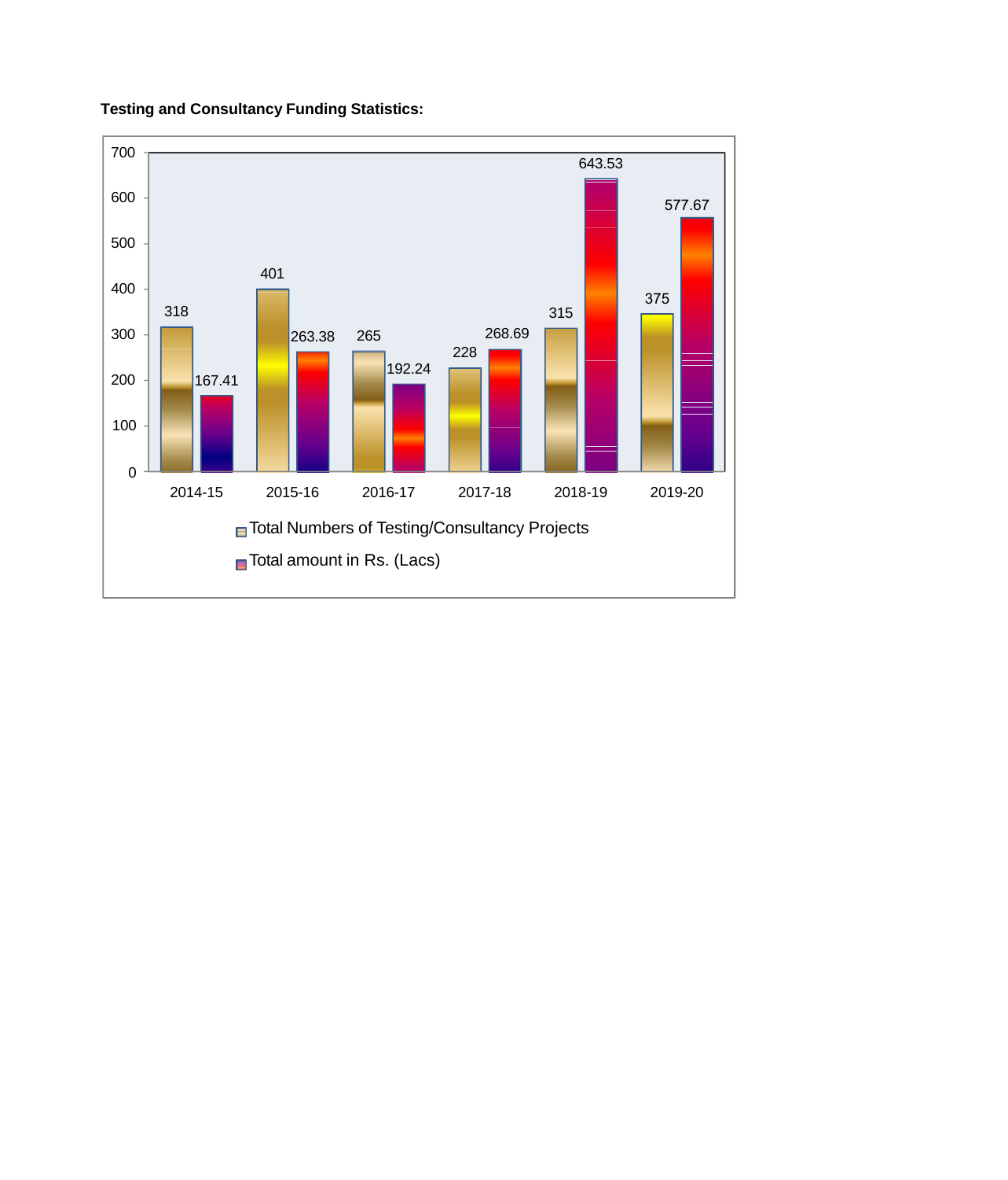**Testing and Consultancy Funding Statistics:**

| Year | Total Numbers of Testing/Consultancy Projects | Total amount in Rs. (Lacs) |
|---|---|---|
| 2014-15 | 318 | 167.41 |
| 2015-16 | 401 | 263.38 |
| 2016-17 | 265 | 192.24 |
| 2017-18 | 228 | 268.69 |
| 2018-19 | 315 | 643.53 |
| 2019-20 | 375 | 577.67 |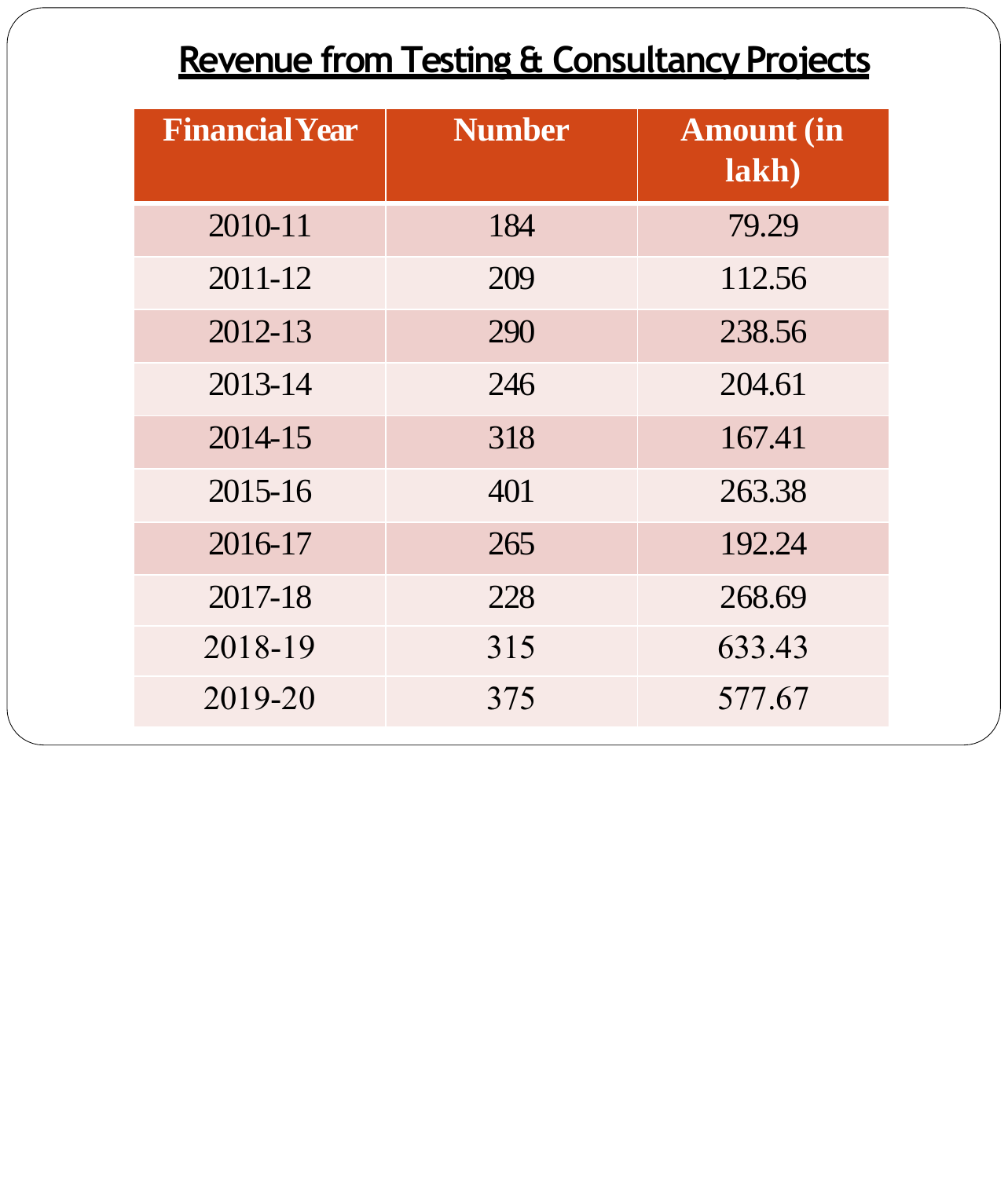## Revenue from Testing & Consultancy Projects

| Financial Year | Number | Amount (in lakh) |
|---|---|---|
| 2010-11 | 184 | 79.29 |
| 2011-12 | 209 | 112.56 |
| 2012-13 | 290 | 238.56 |
| 2013-14 | 246 | 204.61 |
| 2014-15 | 318 | 167.41 |
| 2015-16 | 401 | 263.38 |
| 2016-17 | 265 | 192.24 |
| 2017-18 | 228 | 268.69 |
| 2018-19 | 315 | 633.43 |
| 2019-20 | 375 | 577.67 |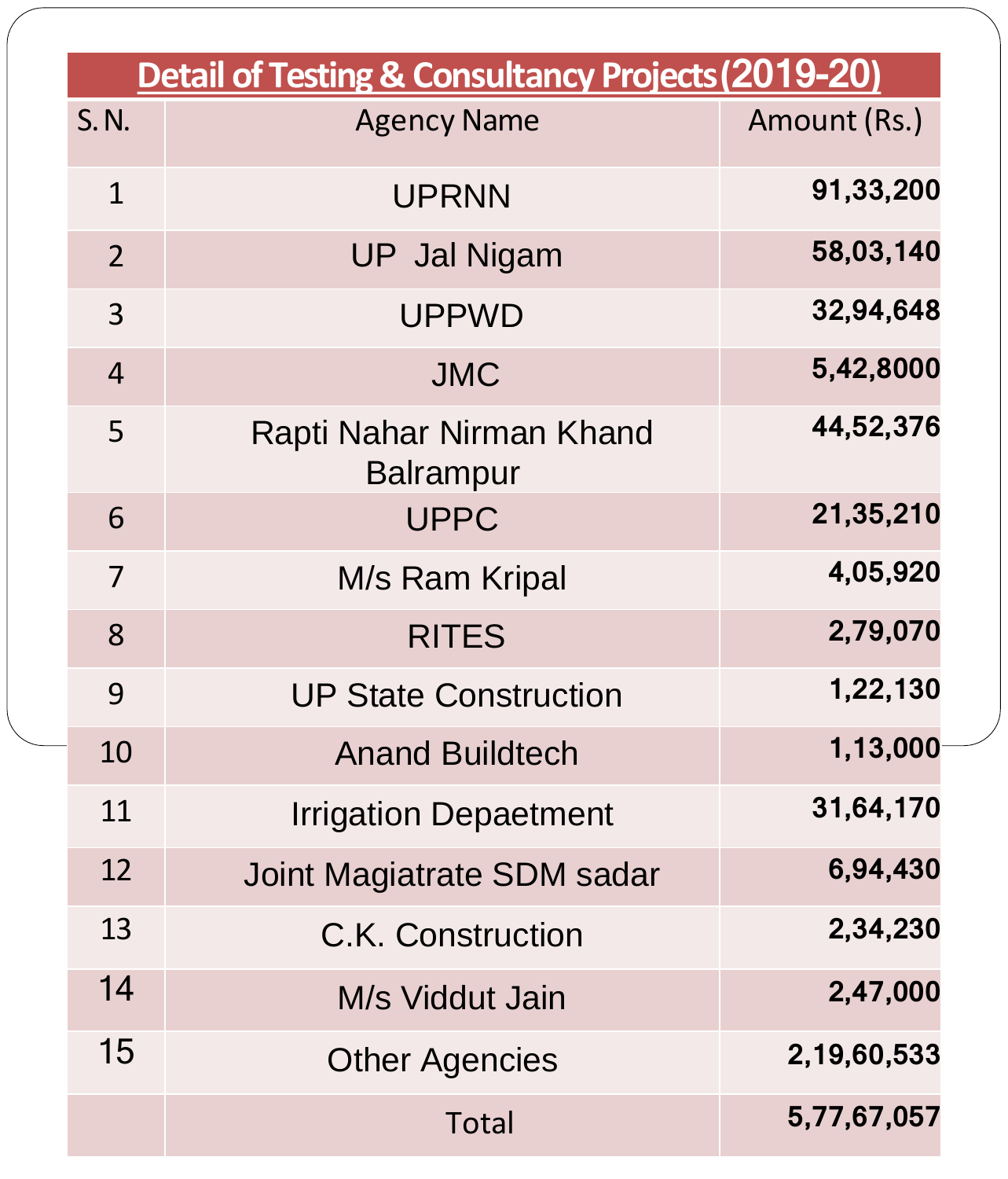## Detail of Testing & Consultancy Projects(2019-20)

| S. N. | Agency Name | Amount (Rs.) |
|---|---|---|
| 1 | UPRNN | **91,33,200** |
| 2 | UP Jal Nigam | **58,03,140** |
| 3 | UPPWD | **32,94,648** |
| 4 | JMC | **5,42,8000** |
| 5 | Rapti Nahar Nirman Khand Balrampur | **44,52,376** |
| 6 | UPPC | **21,35,210** |
| 7 | M/s Ram Kripal | **4,05,920** |
| 8 | RITES | **2,79,070** |
| 9 | UP State Construction | **1,22,130** |
| 10 | Anand Buildtech | **1,13,000** |
| 11 | Irrigation Depaetment | **31,64,170** |
| 12 | Joint Magiatrate SDM sadar | **6,94,430** |
| 13 | C.K. Construction | **2,34,230** |
| 14 | M/s Viddut Jain | **2,47,000** |
| 15 | Other Agencies | **2,19,60,533** |
| | Total | **5,77,67,057** |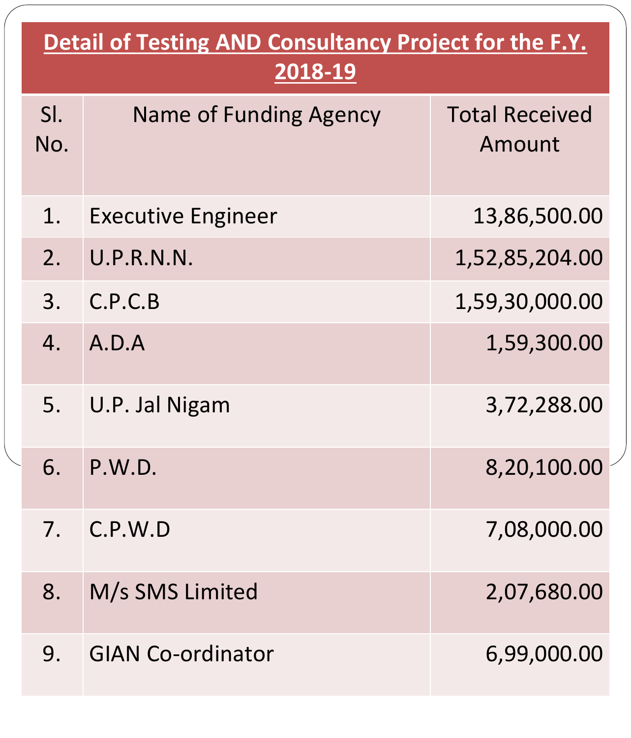| Detail of Testing AND Consultancy Project for the F.Y. 2018-19 | | |
|---|---|---|
| Sl. No. | Name of Funding Agency | Total Received Amount |
| 1. | Executive Engineer | 13,86,500.00 |
| 2. | U.P.R.N.N. | 1,52,85,204.00 |
| 3. | C.P.C.B | 1,59,30,000.00 |
| 4. | A.D.A | 1,59,300.00 |
| 5. | U.P. Jal Nigam | 3,72,288.00 |
| 6. | P.W.D. | 8,20,100.00 |
| 7. | C.P.W.D | 7,08,000.00 |
| 8. | M/s SMS Limited | 2,07,680.00 |
| 9. | GIAN Co-ordinator | 6,99,000.00 |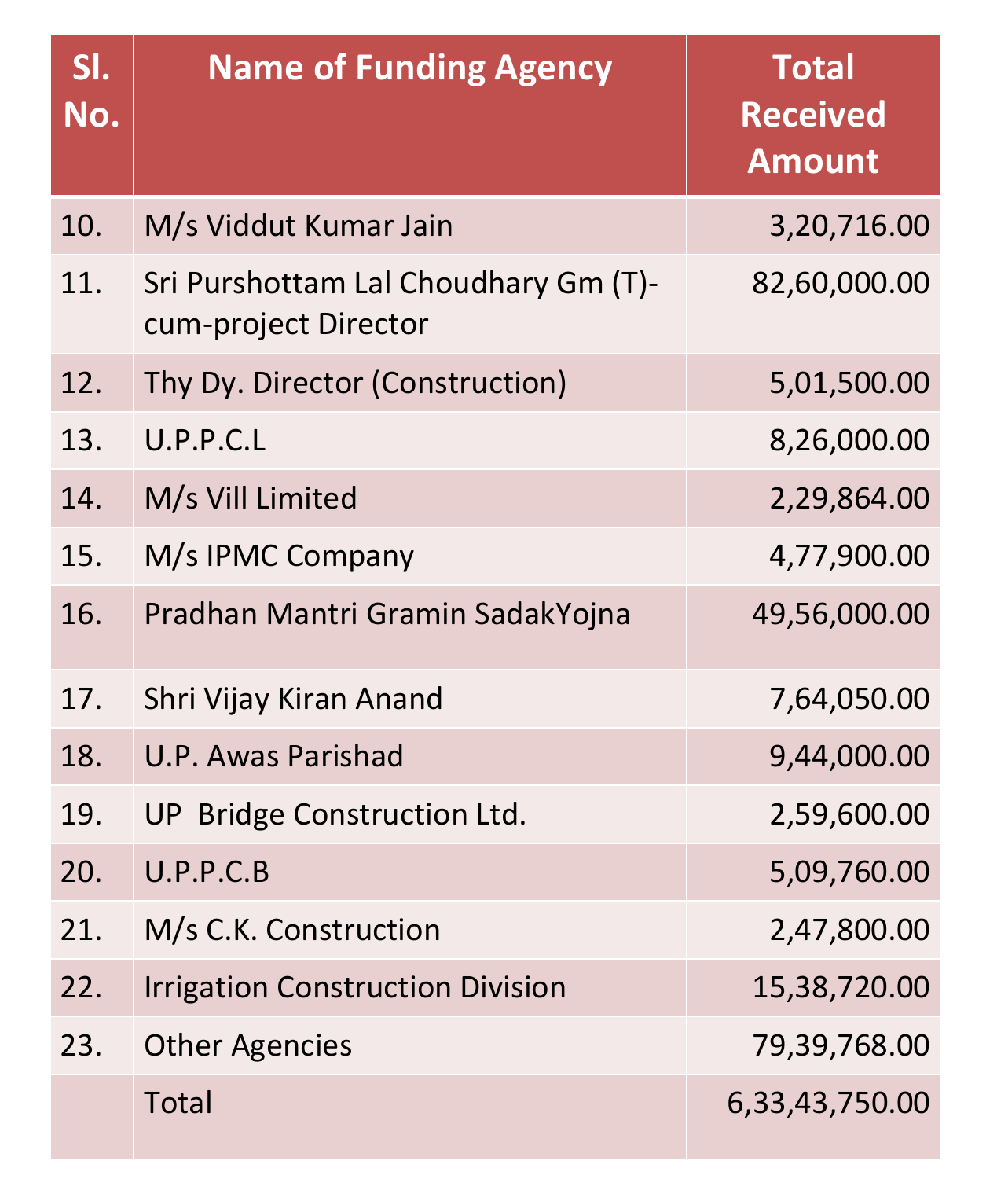| Sl. No. | Name of Funding Agency | Total Received Amount |
|---|---|---|
| 10. | M/s Viddut Kumar Jain | 3,20,716.00 |
| 11. | Sri Purshottam Lal Choudhary Gm (T)-cum-project Director | 82,60,000.00 |
| 12. | Thy Dy. Director (Construction) | 5,01,500.00 |
| 13. | U.P.P.C.L | 8,26,000.00 |
| 14. | M/s Vill Limited | 2,29,864.00 |
| 15. | M/s IPMC Company | 4,77,900.00 |
| 16. | Pradhan Mantri Gramin SadakYojna | 49,56,000.00 |
| 17. | Shri Vijay Kiran Anand | 7,64,050.00 |
| 18. | U.P. Awas Parishad | 9,44,000.00 |
| 19. | UP Bridge Construction Ltd. | 2,59,600.00 |
| 20. | U.P.P.C.B | 5,09,760.00 |
| 21. | M/s C.K. Construction | 2,47,800.00 |
| 22. | Irrigation Construction Division | 15,38,720.00 |
| 23. | Other Agencies | 79,39,768.00 |
| | Total | 6,33,43,750.00 |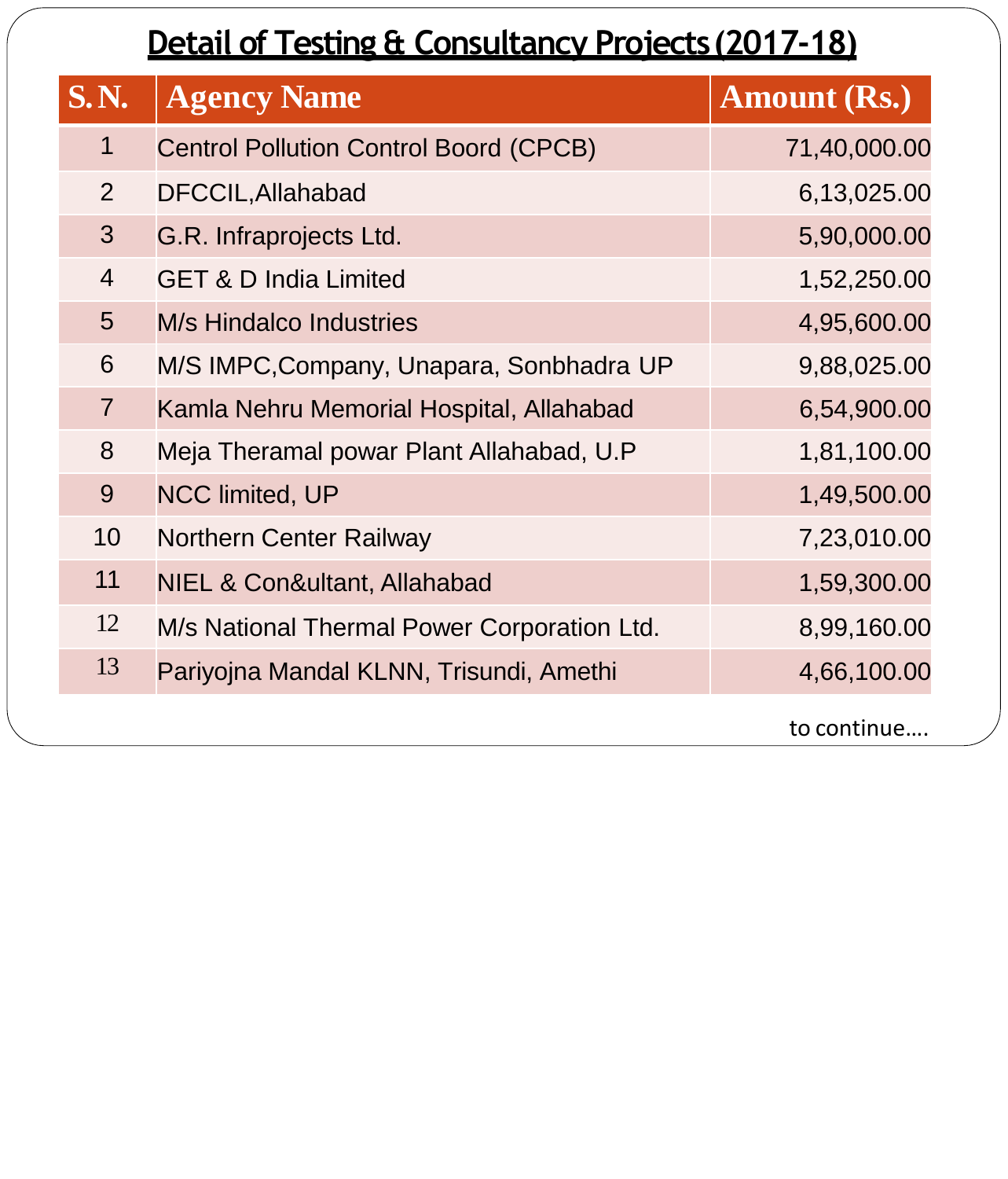# Detail of Testing & Consultancy Projects (2017-18)

| S.N. | Agency Name | Amount (Rs.) |
|---|---|---|
| 1 | Centrol Pollution Control Boord (CPCB) | 71,40,000.00 |
| 2 | DFCCIL,Allahabad | 6,13,025.00 |
| 3 | G.R. Infraprojects Ltd. | 5,90,000.00 |
| 4 | GET & D India Limited | 1,52,250.00 |
| 5 | M/s Hindalco Industries | 4,95,600.00 |
| 6 | M/S IMPC,Company, Unapara, Sonbhadra UP | 9,88,025.00 |
| 7 | Kamla Nehru Memorial Hospital, Allahabad | 6,54,900.00 |
| 8 | Meja Theramal powar Plant Allahabad, U.P | 1,81,100.00 |
| 9 | NCC limited, UP | 1,49,500.00 |
| 10 | Northern Center Railway | 7,23,010.00 |
| 11 | NIEL & Con&ultant, Allahabad | 1,59,300.00 |
| 12 | M/s National Thermal Power Corporation Ltd. | 8,99,160.00 |
| 13 | Pariyojna Mandal KLNN, Trisundi, Amethi | 4,66,100.00 |

to continue….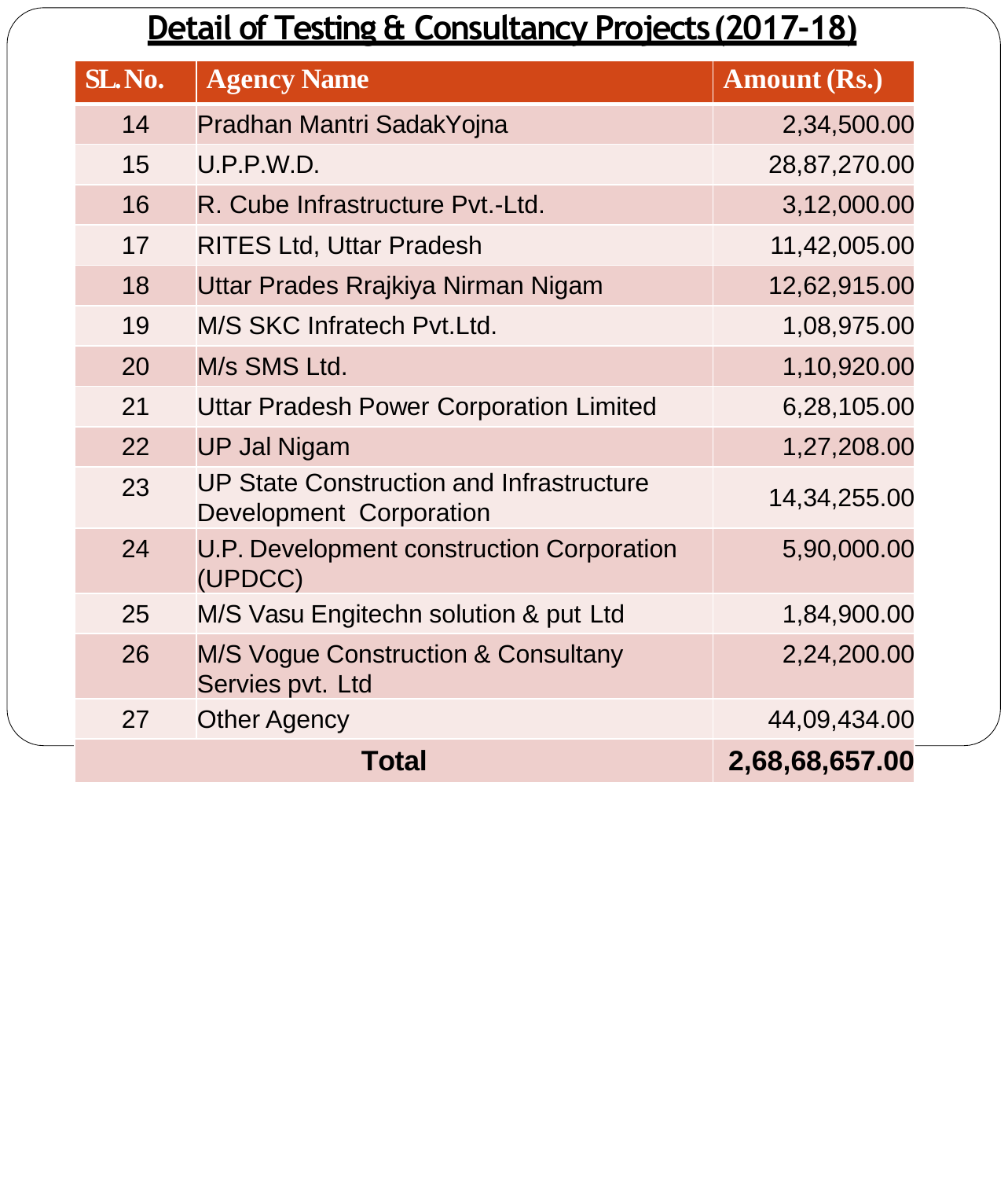# Detail of Testing & Consultancy Projects (2017-18)

| SL. No. | Agency Name | Amount (Rs.) |
|---|---|---|
| 14 | Pradhan Mantri SadakYojna | 2,34,500.00 |
| 15 | U.P.P.W.D. | 28,87,270.00 |
| 16 | R. Cube Infrastructure Pvt.-Ltd. | 3,12,000.00 |
| 17 | RITES Ltd, Uttar Pradesh | 11,42,005.00 |
| 18 | Uttar Prades Rrajkiya Nirman Nigam | 12,62,915.00 |
| 19 | M/S SKC Infratech Pvt.Ltd. | 1,08,975.00 |
| 20 | M/s SMS Ltd. | 1,10,920.00 |
| 21 | Uttar Pradesh Power Corporation Limited | 6,28,105.00 |
| 22 | UP Jal Nigam | 1,27,208.00 |
| 23 | UP State Construction and Infrastructure Development Corporation | 14,34,255.00 |
| 24 | U.P. Development construction Corporation (UPDCC) | 5,90,000.00 |
| 25 | M/S Vasu Engitechn solution & put Ltd | 1,84,900.00 |
| 26 | M/S Vogue Construction & Consultany Servies pvt. Ltd | 2,24,200.00 |
| 27 | Other Agency | 44,09,434.00 |
| **Total** | | **2,68,68,657.00** |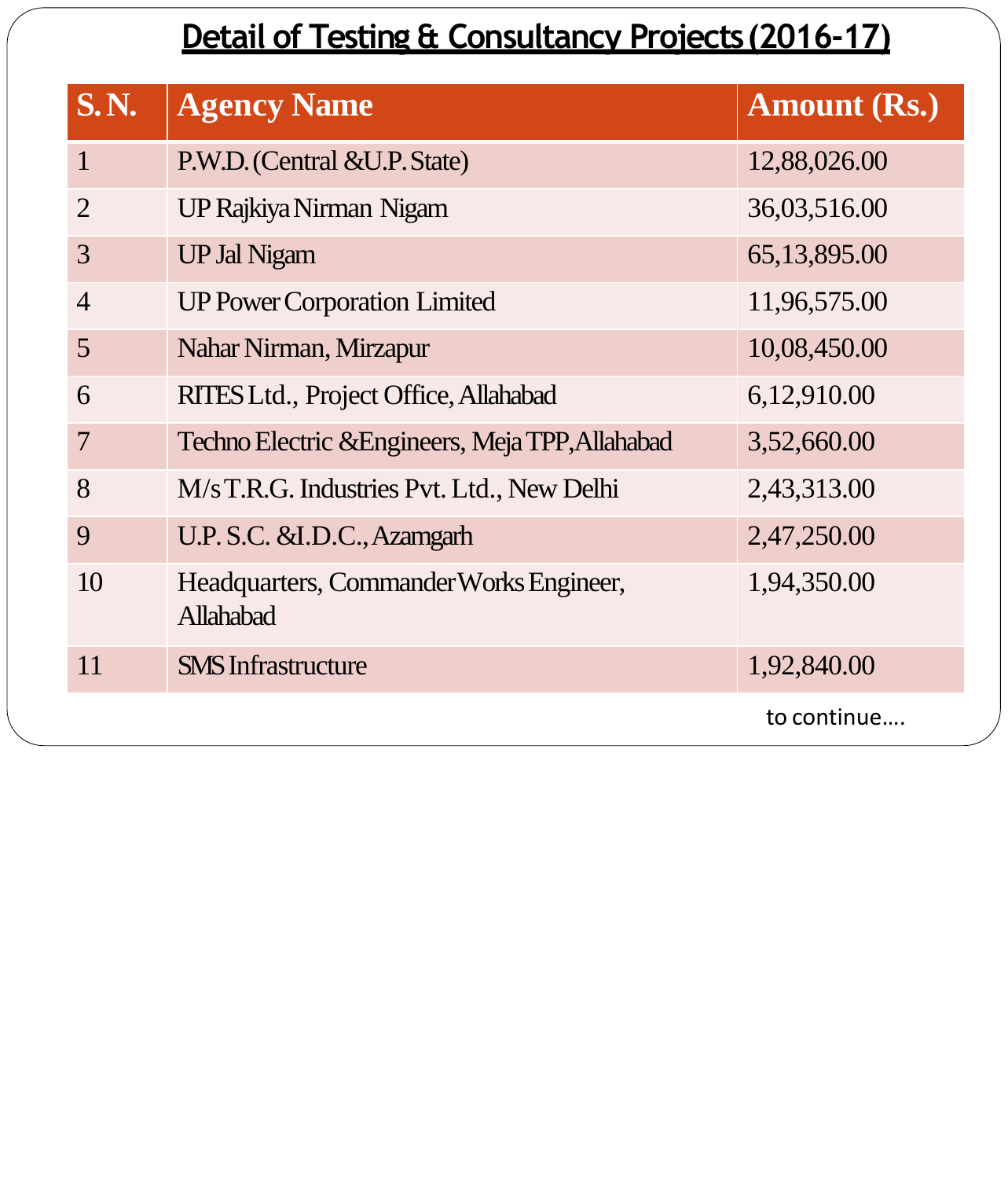# Detail of Testing & Consultancy Projects (2016-17)

| S. N. | Agency Name | Amount (Rs.) |
|---|---|---|
| 1 | P.W.D. (Central &U.P. State) | 12,88,026.00 |
| 2 | UP Rajkiya Nirman Nigam | 36,03,516.00 |
| 3 | UP Jal Nigam | 65,13,895.00 |
| 4 | UP Power Corporation Limited | 11,96,575.00 |
| 5 | Nahar Nirman, Mirzapur | 10,08,450.00 |
| 6 | RITES Ltd., Project Office, Allahabad | 6,12,910.00 |
| 7 | Techno Electric &Engineers, Meja TPP,Allahabad | 3,52,660.00 |
| 8 | M/s T.R.G. Industries Pvt. Ltd., New Delhi | 2,43,313.00 |
| 9 | U.P. S.C. &I.D.C., Azamgarh | 2,47,250.00 |
| 10 | Headquarters, Commander Works Engineer, Allahabad | 1,94,350.00 |
| 11 | SMS Infrastructure | 1,92,840.00 |

to continue….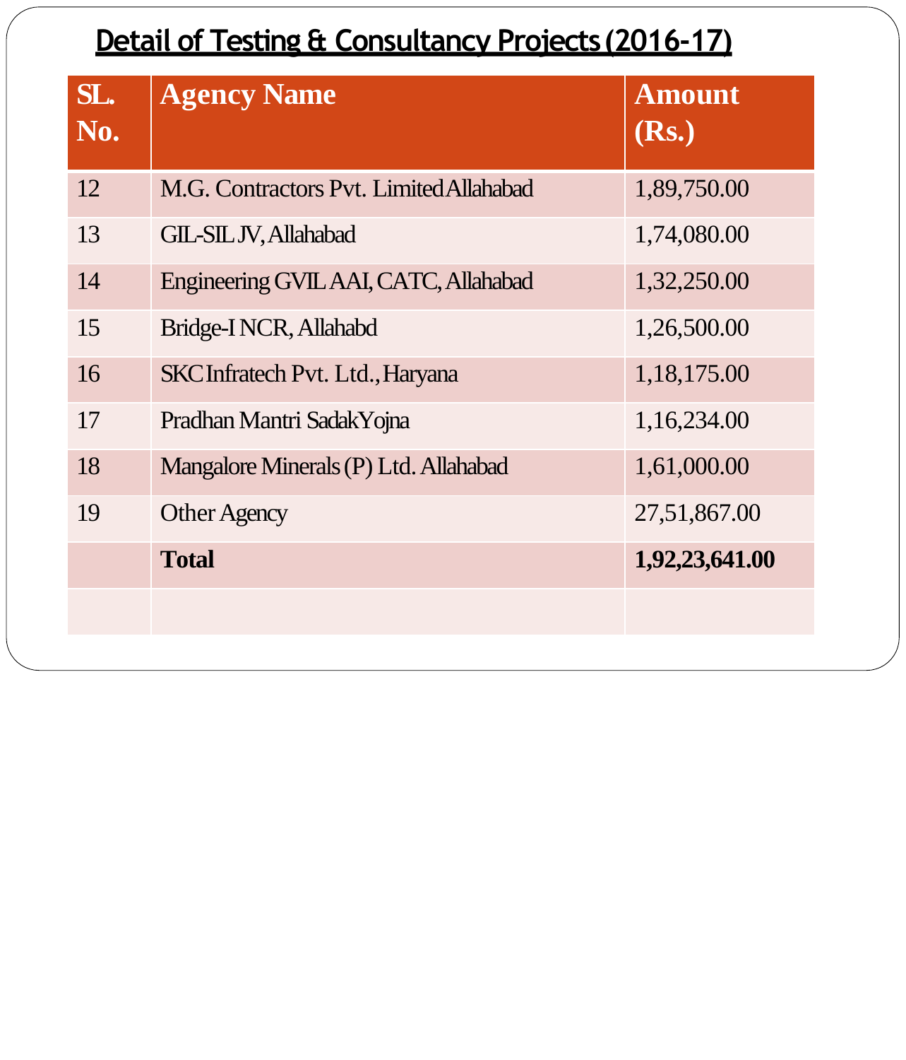## Detail of Testing & Consultancy Projects (2016-17)

| SL. No. | Agency Name | Amount (Rs.) |
|---|---|---|
| 12 | M.G. Contractors Pvt. Limited Allahabad | 1,89,750.00 |
| 13 | GIL-SIL JV, Allahabad | 1,74,080.00 |
| 14 | Engineering GVIL AAI, CATC, Allahabad | 1,32,250.00 |
| 15 | Bridge-I NCR, Allahabd | 1,26,500.00 |
| 16 | SKC Infratech Pvt. Ltd., Haryana | 1,18,175.00 |
| 17 | Pradhan Mantri Sadak Yojna | 1,16,234.00 |
| 18 | Mangalore Minerals (P) Ltd. Allahabad | 1,61,000.00 |
| 19 | Other Agency | 27,51,867.00 |
| | **Total** | **1,92,23,641.00** |
| | | |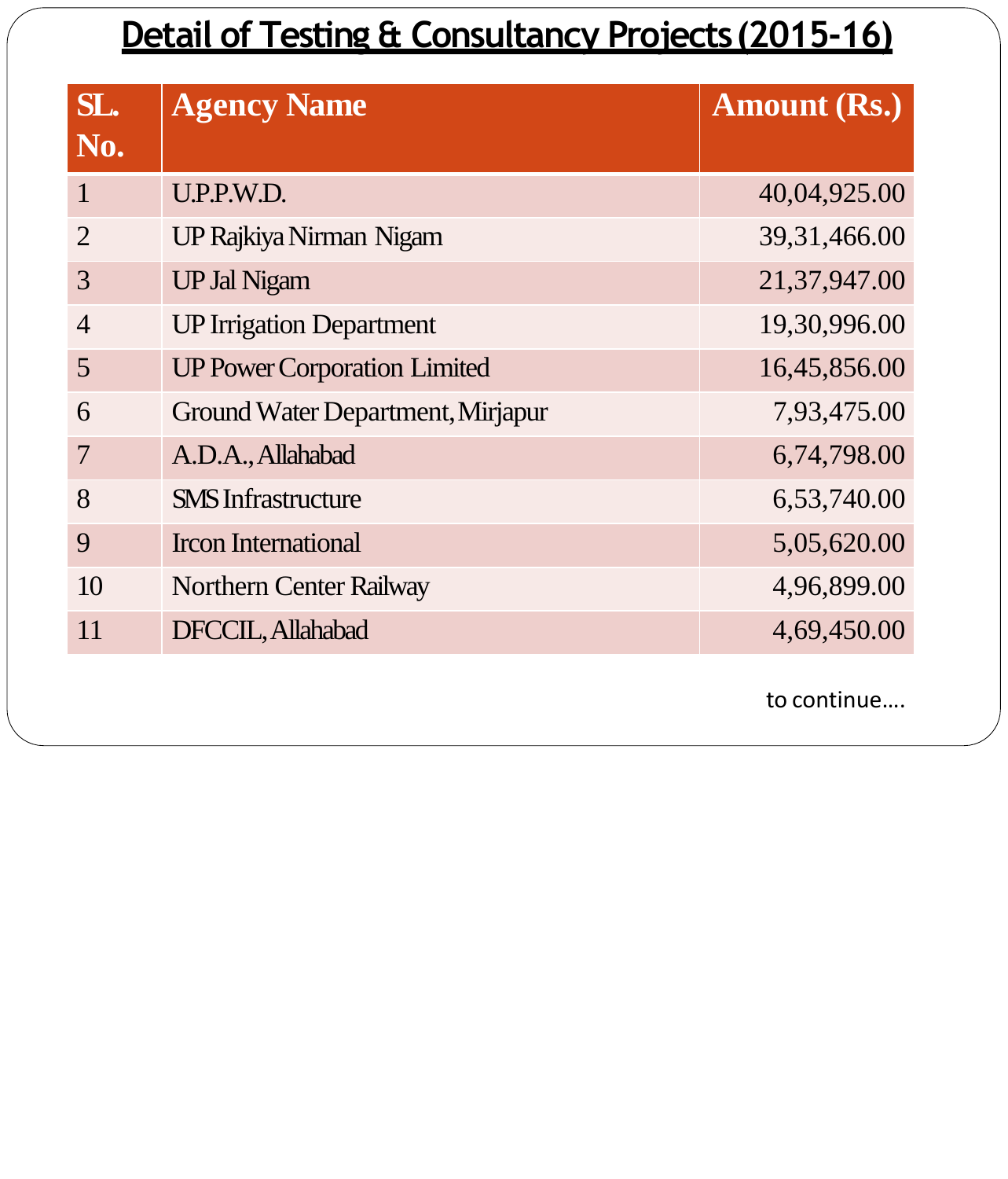# Detail of Testing & Consultancy Projects (2015-16)

| SL. No. | Agency Name | Amount (Rs.) |
|---|---|---|
| 1 | U.P.P.W.D. | 40,04,925.00 |
| 2 | UP Rajkiya Nirman Nigam | 39,31,466.00 |
| 3 | UP Jal Nigam | 21,37,947.00 |
| 4 | UP Irrigation Department | 19,30,996.00 |
| 5 | UP Power Corporation Limited | 16,45,856.00 |
| 6 | Ground Water Department, Mirjapur | 7,93,475.00 |
| 7 | A.D.A., Allahabad | 6,74,798.00 |
| 8 | SMS Infrastructure | 6,53,740.00 |
| 9 | Ircon International | 5,05,620.00 |
| 10 | Northern Center Railway | 4,96,899.00 |
| 11 | DFCCIL, Allahabad | 4,69,450.00 |

to continue….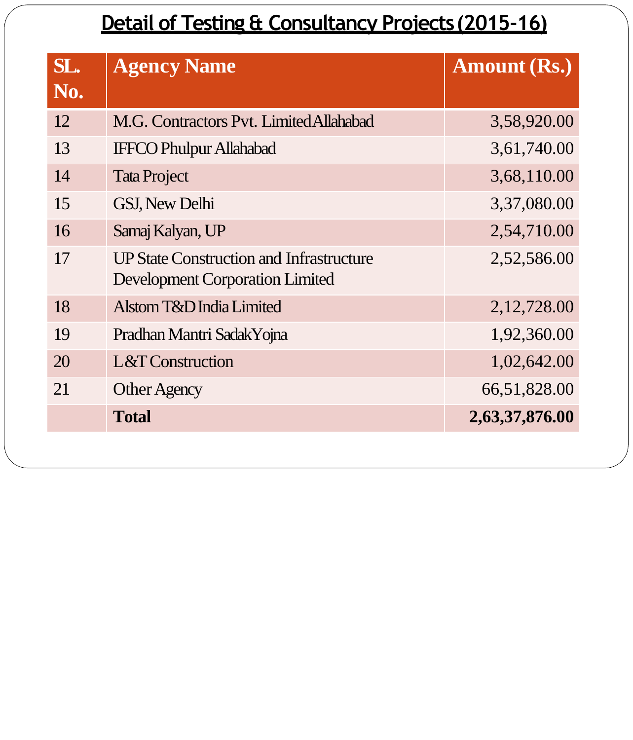# Detail of Testing & Consultancy Projects (2015-16)

| SL. No. | Agency Name | Amount (Rs.) |
|---|---|---|
| 12 | M.G. Contractors Pvt. Limited Allahabad | 3,58,920.00 |
| 13 | IFFCO Phulpur Allahabad | 3,61,740.00 |
| 14 | Tata Project | 3,68,110.00 |
| 15 | GSJ, New Delhi | 3,37,080.00 |
| 16 | Samaj Kalyan, UP | 2,54,710.00 |
| 17 | UP State Construction and Infrastructure Development Corporation Limited | 2,52,586.00 |
| 18 | Alstom T&D India Limited | 2,12,728.00 |
| 19 | Pradhan Mantri Sadak Yojna | 1,92,360.00 |
| 20 | L&T Construction | 1,02,642.00 |
| 21 | Other Agency | 66,51,828.00 |
| | **Total** | **2,63,37,876.00** |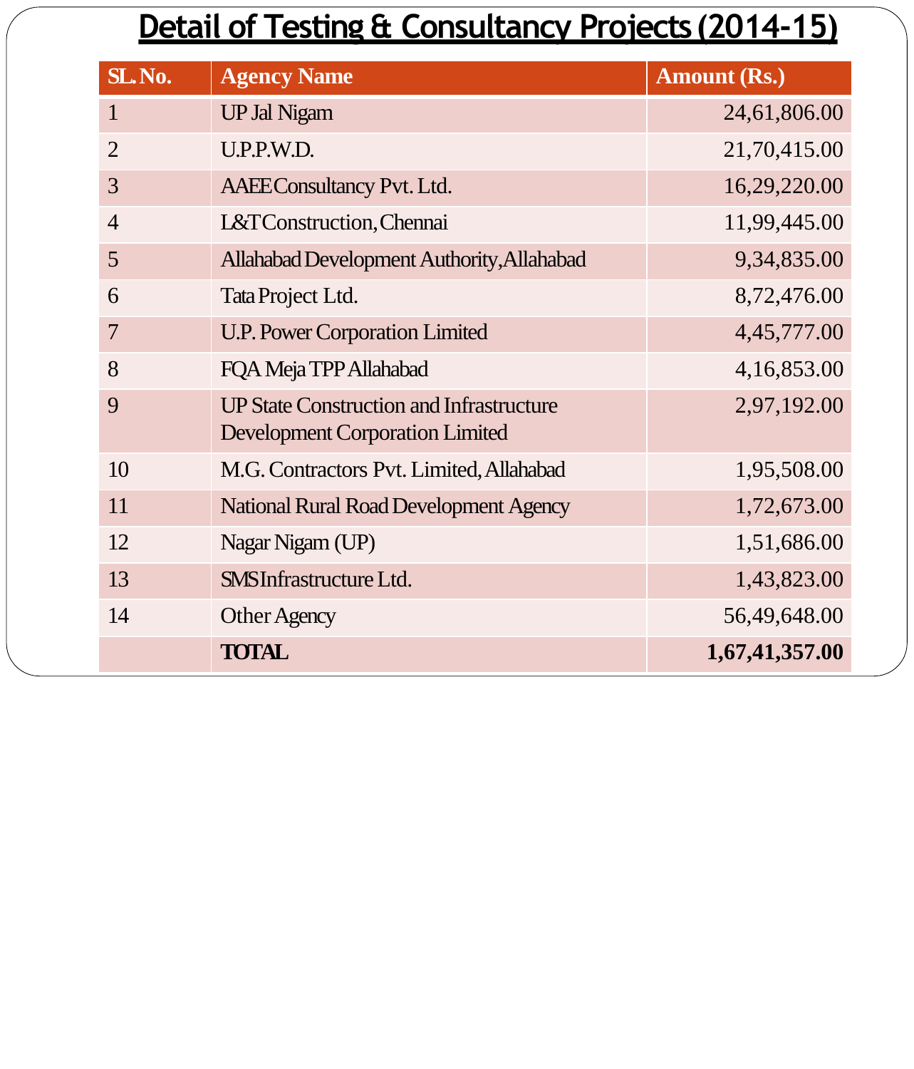# Detail of Testing & Consultancy Projects (2014-15)

| SL. No. | Agency Name | Amount (Rs.) |
|---|---|---|
| 1 | UP Jal Nigam | 24,61,806.00 |
| 2 | U.P.P.W.D. | 21,70,415.00 |
| 3 | AAEE Consultancy Pvt. Ltd. | 16,29,220.00 |
| 4 | L&T Construction, Chennai | 11,99,445.00 |
| 5 | Allahabad Development Authority, Allahabad | 9,34,835.00 |
| 6 | Tata Project Ltd. | 8,72,476.00 |
| 7 | U.P. Power Corporation Limited | 4,45,777.00 |
| 8 | FQA Meja TPP Allahabad | 4,16,853.00 |
| 9 | UP State Construction and Infrastructure Development Corporation Limited | 2,97,192.00 |
| 10 | M.G. Contractors Pvt. Limited, Allahabad | 1,95,508.00 |
| 11 | National Rural Road Development Agency | 1,72,673.00 |
| 12 | Nagar Nigam (UP) | 1,51,686.00 |
| 13 | SMS Infrastructure Ltd. | 1,43,823.00 |
| 14 | Other Agency | 56,49,648.00 |
| | **TOTAL** | **1,67,41,357.00** |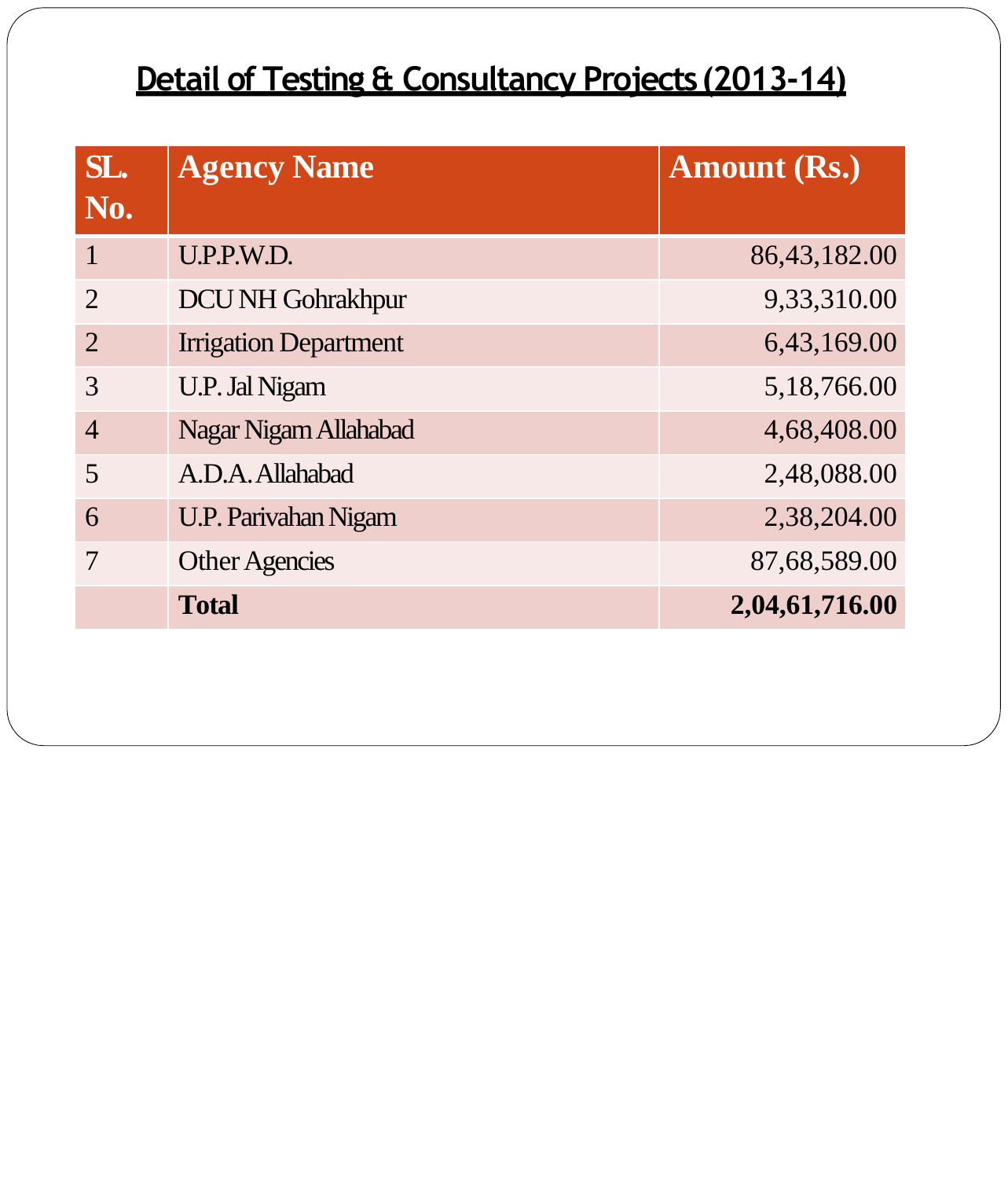# Detail of Testing & Consultancy Projects (2013-14)

| SL. No. | Agency Name | Amount (Rs.) |
|---|---|---|
| 1 | U.P.P.W.D. | 86,43,182.00 |
| 2 | DCU NH Gohrakhpur | 9,33,310.00 |
| 2 | Irrigation Department | 6,43,169.00 |
| 3 | U.P. Jal Nigam | 5,18,766.00 |
| 4 | Nagar Nigam Allahabad | 4,68,408.00 |
| 5 | A.D.A. Allahabad | 2,48,088.00 |
| 6 | U.P. Parivahan Nigam | 2,38,204.00 |
| 7 | Other Agencies | 87,68,589.00 |
| | **Total** | **2,04,61,716.00** |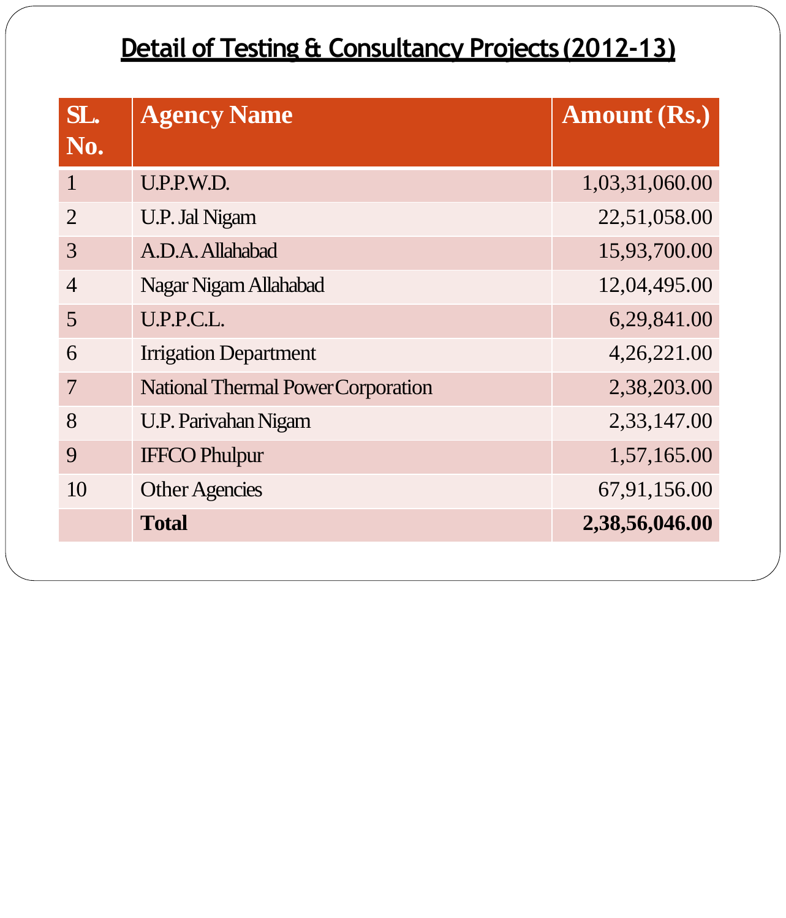# Detail of Testing & Consultancy Projects (2012-13)

| SL. No. | Agency Name | Amount (Rs.) |
|---|---|---|
| 1 | U.P.P.W.D. | 1,03,31,060.00 |
| 2 | U.P. Jal Nigam | 22,51,058.00 |
| 3 | A.D.A. Allahabad | 15,93,700.00 |
| 4 | Nagar Nigam Allahabad | 12,04,495.00 |
| 5 | U.P.P.C.L. | 6,29,841.00 |
| 6 | Irrigation Department | 4,26,221.00 |
| 7 | National Thermal Power Corporation | 2,38,203.00 |
| 8 | U.P. Parivahan Nigam | 2,33,147.00 |
| 9 | IFFCO Phulpur | 1,57,165.00 |
| 10 | Other Agencies | 67,91,156.00 |
| | **Total** | **2,38,56,046.00** |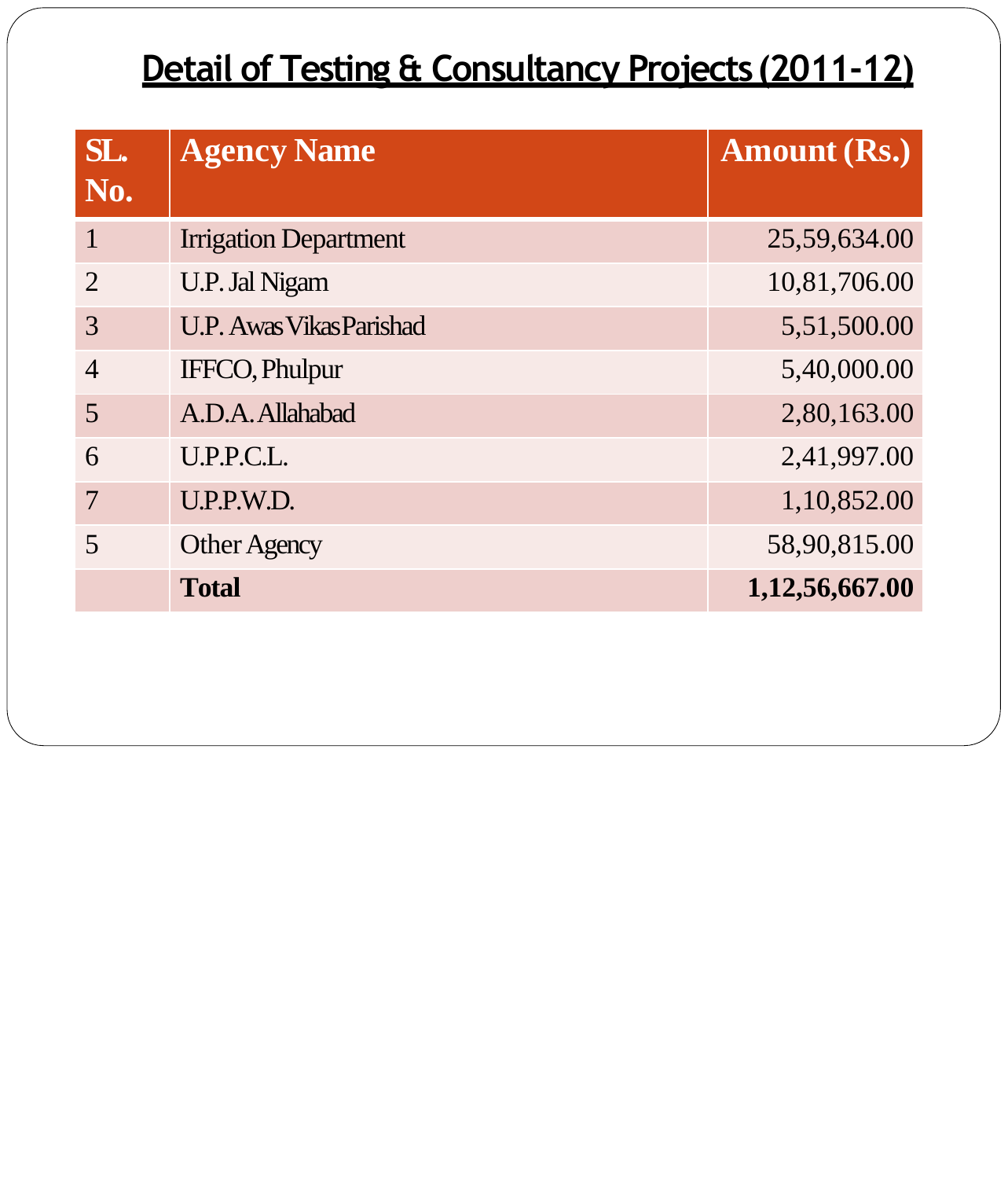# Detail of Testing & Consultancy Projects (2011-12)

| SL. No. | Agency Name | Amount (Rs.) |
|---|---|---|
| 1 | Irrigation Department | 25,59,634.00 |
| 2 | U.P. Jal Nigam | 10,81,706.00 |
| 3 | U.P. Awas Vikas Parishad | 5,51,500.00 |
| 4 | IFFCO, Phulpur | 5,40,000.00 |
| 5 | A.D.A. Allahabad | 2,80,163.00 |
| 6 | U.P.P.C.L. | 2,41,997.00 |
| 7 | U.P.P.W.D. | 1,10,852.00 |
| 5 | Other Agency | 58,90,815.00 |
| | **Total** | **1,12,56,667.00** |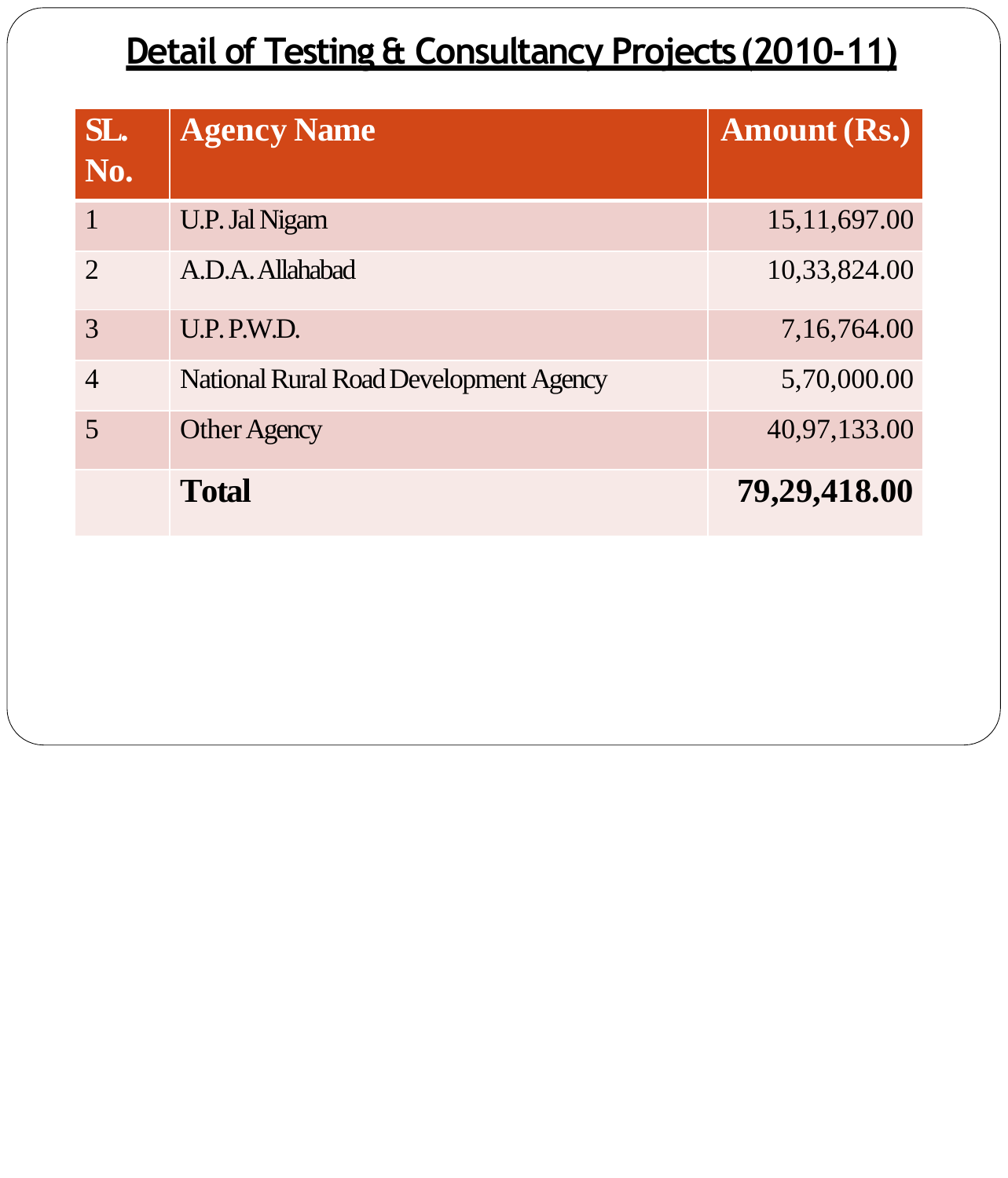# Detail of Testing & Consultancy Projects (2010-11)

| SL. No. | Agency Name | Amount (Rs.) |
|---|---|---|
| 1 | U.P. Jal Nigam | 15,11,697.00 |
| 2 | A.D.A. Allahabad | 10,33,824.00 |
| 3 | U.P. P.W.D. | 7,16,764.00 |
| 4 | National Rural Road Development Agency | 5,70,000.00 |
| 5 | Other Agency | 40,97,133.00 |
| | **Total** | **79,29,418.00** |